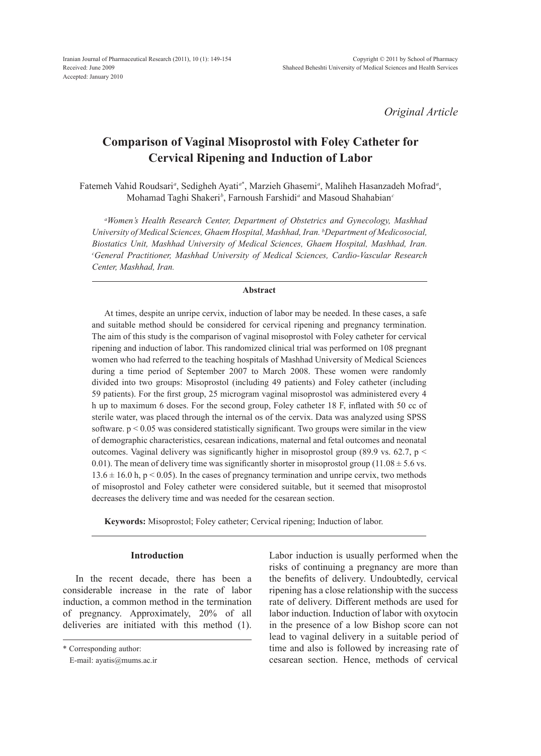*Original Article*

# Comparison of Vaginal Misoprostol with Foley Catheter for Cervical Ripening and Induction of Labor

Fatemeh Vahid Roudsari[a], Sedigheh Ayati[a*], Marzieh Ghasemi[a], Maliheh Hasanzadeh Mofrad[a], Mohamad Taghi Shakeri[b], Farnoush Farshidi[a] and Masoud Shahabian[c]

*[a]Women's Health Research Center, Department of Obstetrics and Gynecology, Mashhad University of Medical Sciences, Ghaem Hospital, Mashhad, Iran. [b]Department of Medicosocial, Biostatics Unit, Mashhad University of Medical Sciences, Ghaem Hospital, Mashhad, Iran. [c]General Practitioner, Mashhad University of Medical Sciences, Cardio-Vascular Research Center, Mashhad, Iran.*

### Abstract

At times, despite an unripe cervix, induction of labor may be needed. In these cases, a safe and suitable method should be considered for cervical ripening and pregnancy termination. The aim of this study is the comparison of vaginal misoprostol with Foley catheter for cervical ripening and induction of labor. This randomized clinical trial was performed on 108 pregnant women who had referred to the teaching hospitals of Mashhad University of Medical Sciences during a time period of September 2007 to March 2008. These women were randomly divided into two groups: Misoprostol (including 49 patients) and Foley catheter (including 59 patients). For the first group, 25 microgram vaginal misoprostol was administered every 4 h up to maximum 6 doses. For the second group, Foley catheter 18 F, inflated with 50 cc of sterile water, was placed through the internal os of the cervix. Data was analyzed using SPSS software. $p < 0.05$ was considered statistically significant. Two groups were similar in the view of demographic characteristics, cesarean indications, maternal and fetal outcomes and neonatal outcomes. Vaginal delivery was significantly higher in misoprostol group (89.9 vs. 62.7, $p < 0.01$). The mean of delivery time was significantly shorter in misoprostol group ($11.08 \pm 5.6$ vs. $13.6 \pm 16.0$ h, $p < 0.05$). In the cases of pregnancy termination and unripe cervix, two methods of misoprostol and Foley catheter were considered suitable, but it seemed that misoprostol decreases the delivery time and was needed for the cesarean section.

**Keywords:** Misoprostol; Foley catheter; Cervical ripening; Induction of labor.

## Introduction

In the recent decade, there has been a considerable increase in the rate of labor induction, a common method in the termination of pregnancy. Approximately, 20% of all deliveries are initiated with this method (1). Labor induction is usually performed when the risks of continuing a pregnancy are more than the benefits of delivery. Undoubtedly, cervical ripening has a close relationship with the success rate of delivery. Different methods are used for labor induction. Induction of labor with oxytocin in the presence of a low Bishop score can not lead to vaginal delivery in a suitable period of time and also is followed by increasing rate of cesarean section. Hence, methods of cervical

\* Corresponding author:

E-mail: ayatis@mums.ac.ir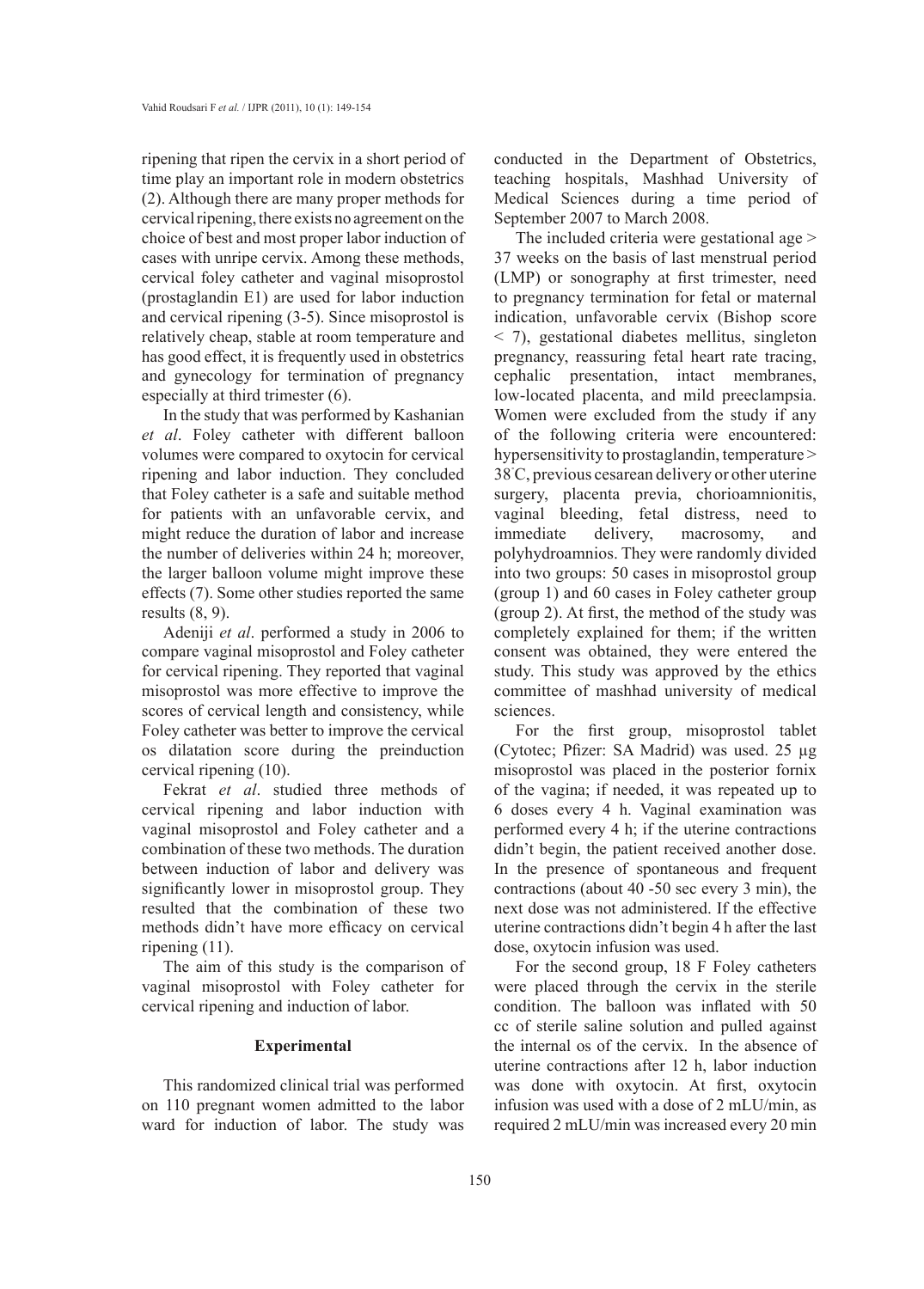ripening that ripen the cervix in a short period of time play an important role in modern obstetrics (2). Although there are many proper methods for cervical ripening, there exists no agreement on the choice of best and most proper labor induction of cases with unripe cervix. Among these methods, cervical foley catheter and vaginal misoprostol (prostaglandin E1) are used for labor induction and cervical ripening (3-5). Since misoprostol is relatively cheap, stable at room temperature and has good effect, it is frequently used in obstetrics and gynecology for termination of pregnancy especially at third trimester (6).

In the study that was performed by Kashanian *et al*. Foley catheter with different balloon volumes were compared to oxytocin for cervical ripening and labor induction. They concluded that Foley catheter is a safe and suitable method for patients with an unfavorable cervix, and might reduce the duration of labor and increase the number of deliveries within 24 h; moreover, the larger balloon volume might improve these effects (7). Some other studies reported the same results (8, 9).

Adeniji *et al*. performed a study in 2006 to compare vaginal misoprostol and Foley catheter for cervical ripening. They reported that vaginal misoprostol was more effective to improve the scores of cervical length and consistency, while Foley catheter was better to improve the cervical os dilatation score during the preinduction cervical ripening (10).

Fekrat *et al*. studied three methods of cervical ripening and labor induction with vaginal misoprostol and Foley catheter and a combination of these two methods. The duration between induction of labor and delivery was significantly lower in misoprostol group. They resulted that the combination of these two methods didn't have more efficacy on cervical ripening (11).

The aim of this study is the comparison of vaginal misoprostol with Foley catheter for cervical ripening and induction of labor.

## Experimental

This randomized clinical trial was performed on 110 pregnant women admitted to the labor ward for induction of labor. The study was conducted in the Department of Obstetrics, teaching hospitals, Mashhad University of Medical Sciences during a time period of September 2007 to March 2008.

The included criteria were gestational age > 37 weeks on the basis of last menstrual period (LMP) or sonography at first trimester, need to pregnancy termination for fetal or maternal indication, unfavorable cervix (Bishop score < 7), gestational diabetes mellitus, singleton pregnancy, reassuring fetal heart rate tracing, cephalic presentation, intact membranes, low-located placenta, and mild preeclampsia. Women were excluded from the study if any of the following criteria were encountered: hypersensitivity to prostaglandin, temperature > 38°C, previous cesarean delivery or other uterine surgery, placenta previa, chorioamnionitis, vaginal bleeding, fetal distress, need to immediate delivery, macrosomy, and polyhydroamnios. They were randomly divided into two groups: 50 cases in misoprostol group (group 1) and 60 cases in Foley catheter group (group 2). At first, the method of the study was completely explained for them; if the written consent was obtained, they were entered the study. This study was approved by the ethics committee of mashhad university of medical sciences.

For the first group, misoprostol tablet (Cytotec; Pfizer: SA Madrid) was used. 25 µg misoprostol was placed in the posterior fornix of the vagina; if needed, it was repeated up to 6 doses every 4 h. Vaginal examination was performed every 4 h; if the uterine contractions didn't begin, the patient received another dose. In the presence of spontaneous and frequent contractions (about 40 -50 sec every 3 min), the next dose was not administered. If the effective uterine contractions didn't begin 4 h after the last dose, oxytocin infusion was used.

For the second group, 18 F Foley catheters were placed through the cervix in the sterile condition. The balloon was inflated with 50 cc of sterile saline solution and pulled against the internal os of the cervix. In the absence of uterine contractions after 12 h, labor induction was done with oxytocin. At first, oxytocin infusion was used with a dose of 2 mLU/min, as required 2 mLU/min was increased every 20 min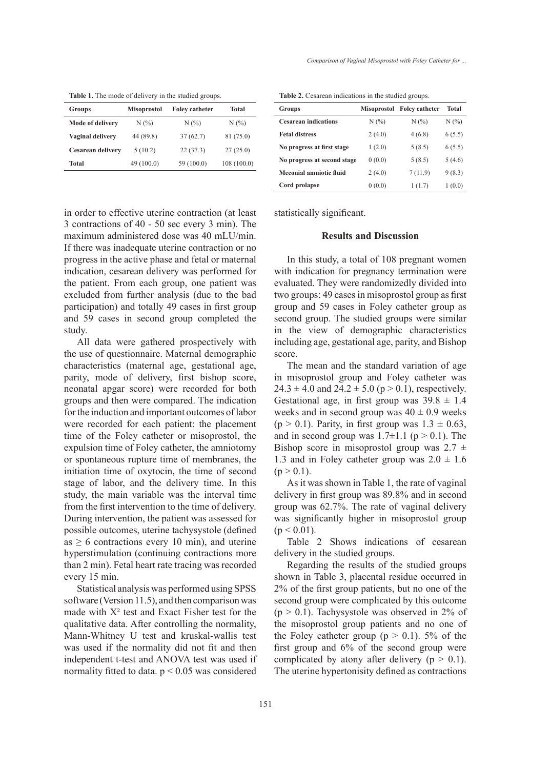**Table 1.** The mode of delivery in the studied groups.

| Groups | Misoprostol | Foley catheter | Total |
|---|---|---|---|
| **Mode of delivery** | N (%) | N (%) | N (%) |
| **Vaginal delivery** | 44 (89.8) | 37 (62.7) | 81 (75.0) |
| **Cesarean delivery** | 5 (10.2) | 22 (37.3) | 27 (25.0) |
| **Total** | 49 (100.0) | 59 (100.0) | 108 (100.0) |

**Table 2.** Cesarean indications in the studied groups.

| Groups | Misoprostol | Foley catheter | Total |
|---|---|---|---|
| **Cesarean indications** | N (%) | N (%) | N (%) |
| **Fetal distress** | 2 (4.0) | 4 (6.8) | 6 (5.5) |
| **No progress at first stage** | 1 (2.0) | 5 (8.5) | 6 (5.5) |
| **No progress at second stage** | 0 (0.0) | 5 (8.5) | 5 (4.6) |
| **Meconial amniotic fluid** | 2 (4.0) | 7 (11.9) | 9 (8.3) |
| **Cord prolapse** | 0 (0.0) | 1 (1.7) | 1 (0.0) |

in order to effective uterine contraction (at least 3 contractions of 40 - 50 sec every 3 min). The maximum administered dose was 40 mLU/min. If there was inadequate uterine contraction or no progress in the active phase and fetal or maternal indication, cesarean delivery was performed for the patient. From each group, one patient was excluded from further analysis (due to the bad participation) and totally 49 cases in first group and 59 cases in second group completed the study.

All data were gathered prospectively with the use of questionnaire. Maternal demographic characteristics (maternal age, gestational age, parity, mode of delivery, first bishop score, neonatal apgar score) were recorded for both groups and then were compared. The indication for the induction and important outcomes of labor were recorded for each patient: the placement time of the Foley catheter or misoprostol, the expulsion time of Foley catheter, the amniotomy or spontaneous rupture time of membranes, the initiation time of oxytocin, the time of second stage of labor, and the delivery time. In this study, the main variable was the interval time from the first intervention to the time of delivery. During intervention, the patient was assessed for possible outcomes, uterine tachysystole (defined as $\geq 6$ contractions every 10 min), and uterine hyperstimulation (continuing contractions more than 2 min). Fetal heart rate tracing was recorded every 15 min.

Statistical analysis was performed using SPSS software (Version 11.5), and then comparison was made with $X^2$ test and Exact Fisher test for the qualitative data. After controlling the normality, Mann-Whitney U test and kruskal-wallis test was used if the normality did not fit and then independent t-test and ANOVA test was used if normality fitted to data. $p < 0.05$ was considered statistically significant.

## Results and Discussion

In this study, a total of 108 pregnant women with indication for pregnancy termination were evaluated. They were randomizedly divided into two groups: 49 cases in misoprostol group as first group and 59 cases in Foley catheter group as second group. The studied groups were similar in the view of demographic characteristics including age, gestational age, parity, and Bishop score.

The mean and the standard variation of age in misoprostol group and Foley catheter was $24.3 \pm 4.0$ and $24.2 \pm 5.0$ ($p > 0.1$), respectively. Gestational age, in first group was $39.8 \pm 1.4$ weeks and in second group was $40 \pm 0.9$ weeks ($p > 0.1$). Parity, in first group was $1.3 \pm 0.63$, and in second group was $1.7 \pm 1.1$ ($p > 0.1$). The Bishop score in misoprostol group was $2.7 \pm 1.3$ and in Foley catheter group was $2.0 \pm 1.6$ ($p > 0.1$).

As it was shown in Table 1, the rate of vaginal delivery in first group was 89.8% and in second group was 62.7%. The rate of vaginal delivery was significantly higher in misoprostol group ($p < 0.01$).

Table 2 Shows indications of cesarean delivery in the studied groups.

Regarding the results of the studied groups shown in Table 3, placental residue occurred in 2% of the first group patients, but no one of the second group were complicated by this outcome ($p > 0.1$). Tachysystole was observed in 2% of the misoprostol group patients and no one of the Foley catheter group ($p > 0.1$). 5% of the first group and 6% of the second group were complicated by atony after delivery ($p > 0.1$). The uterine hypertonisity defined as contractions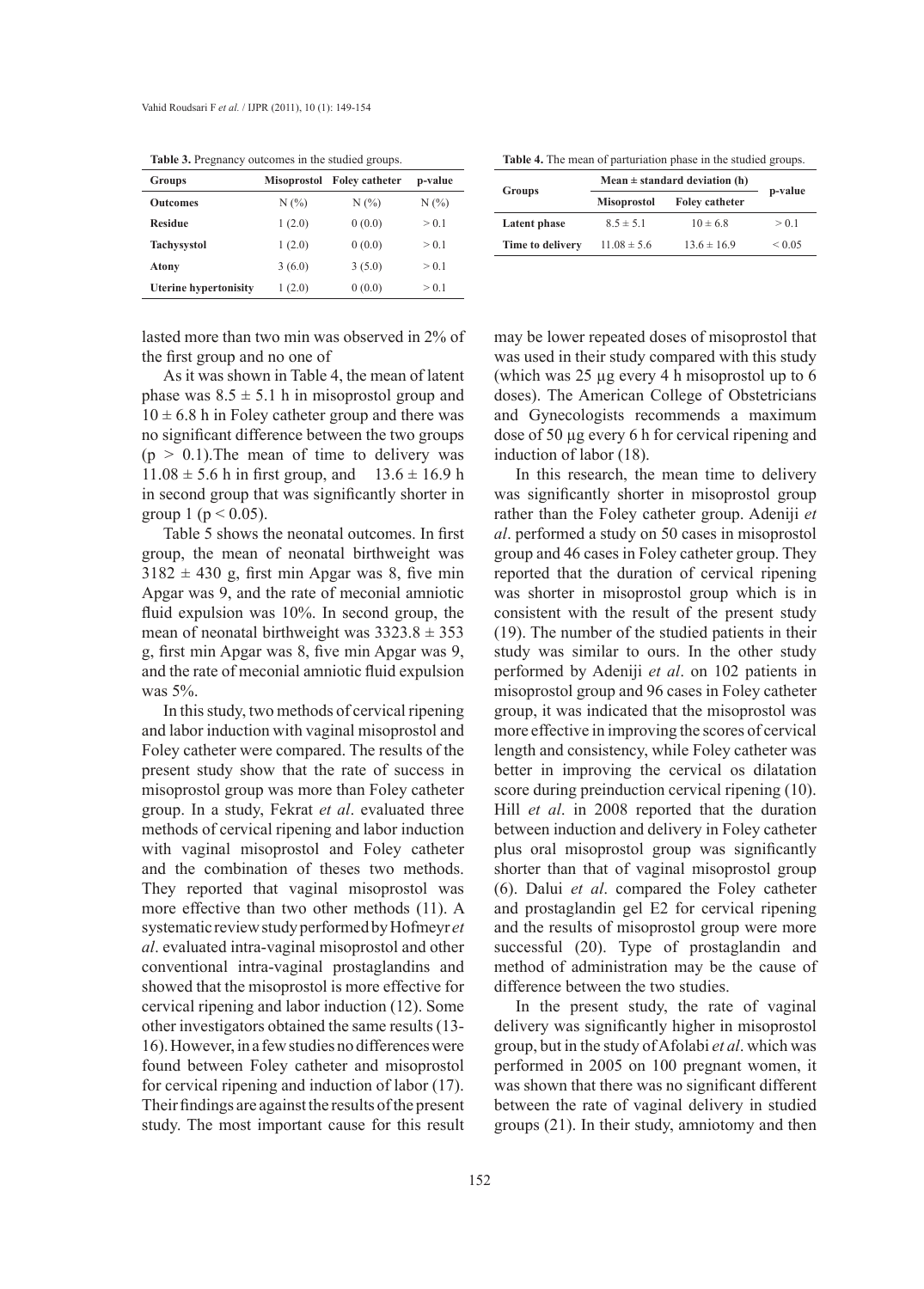**Table 3.** Pregnancy outcomes in the studied groups.

| Groups | Misoprostol | Foley catheter | p-value |
|---|---|---|---|
| **Outcomes** | N (%) | N (%) | N (%) |
| **Residue** | 1 (2.0) | 0 (0.0) | > 0.1 |
| **Tachysystol** | 1 (2.0) | 0 (0.0) | > 0.1 |
| **Atony** | 3 (6.0) | 3 (5.0) | > 0.1 |
| **Uterine hypertonisity** | 1 (2.0) | 0 (0.0) | > 0.1 |

**Table 4.** The mean of parturiation phase in the studied groups.

| Groups | Mean ± standard deviation (h) | | p-value |
|---|---|---|---|
| | **Misoprostol** | **Foley catheter** | |
| **Latent phase** | 8.5 ± 5.1 | 10 ± 6.8 | > 0.1 |
| **Time to delivery** | 11.08 ± 5.6 | 13.6 ± 16.9 | < 0.05 |

lasted more than two min was observed in 2% of the first group and no one of

As it was shown in Table 4, the mean of latent phase was 8.5 ± 5.1 h in misoprostol group and 10 ± 6.8 h in Foley catheter group and there was no significant difference between the two groups ($p > 0.1$).The mean of time to delivery was 11.08 ± 5.6 h in first group, and 13.6 ± 16.9 h in second group that was significantly shorter in group 1 ($p < 0.05$).

Table 5 shows the neonatal outcomes. In first group, the mean of neonatal birthweight was 3182 ± 430 g, first min Apgar was 8, five min Apgar was 9, and the rate of meconial amniotic fluid expulsion was 10%. In second group, the mean of neonatal birthweight was 3323.8 ± 353 g, first min Apgar was 8, five min Apgar was 9, and the rate of meconial amniotic fluid expulsion was 5%.

In this study, two methods of cervical ripening and labor induction with vaginal misoprostol and Foley catheter were compared. The results of the present study show that the rate of success in misoprostol group was more than Foley catheter group. In a study, Fekrat *et al*. evaluated three methods of cervical ripening and labor induction with vaginal misoprostol and Foley catheter and the combination of theses two methods. They reported that vaginal misoprostol was more effective than two other methods (11). A systematic review study performed by Hofmeyr *et al*. evaluated intra-vaginal misoprostol and other conventional intra-vaginal prostaglandins and showed that the misoprostol is more effective for cervical ripening and labor induction (12). Some other investigators obtained the same results (13-16). However, in a few studies no differences were found between Foley catheter and misoprostol for cervical ripening and induction of labor (17). Their findings are against the results of the present study. The most important cause for this result may be lower repeated doses of misoprostol that was used in their study compared with this study (which was 25 µg every 4 h misoprostol up to 6 doses). The American College of Obstetricians and Gynecologists recommends a maximum dose of 50 µg every 6 h for cervical ripening and induction of labor (18).

In this research, the mean time to delivery was significantly shorter in misoprostol group rather than the Foley catheter group. Adeniji *et al*. performed a study on 50 cases in misoprostol group and 46 cases in Foley catheter group. They reported that the duration of cervical ripening was shorter in misoprostol group which is in consistent with the result of the present study (19). The number of the studied patients in their study was similar to ours. In the other study performed by Adeniji *et al*. on 102 patients in misoprostol group and 96 cases in Foley catheter group, it was indicated that the misoprostol was more effective in improving the scores of cervical length and consistency, while Foley catheter was better in improving the cervical os dilatation score during preinduction cervical ripening (10). Hill *et al*. in 2008 reported that the duration between induction and delivery in Foley catheter plus oral misoprostol group was significantly shorter than that of vaginal misoprostol group (6). Dalui *et al*. compared the Foley catheter and prostaglandin gel E2 for cervical ripening and the results of misoprostol group were more successful (20). Type of prostaglandin and method of administration may be the cause of difference between the two studies.

In the present study, the rate of vaginal delivery was significantly higher in misoprostol group, but in the study of Afolabi *et al*. which was performed in 2005 on 100 pregnant women, it was shown that there was no significant different between the rate of vaginal delivery in studied groups (21). In their study, amniotomy and then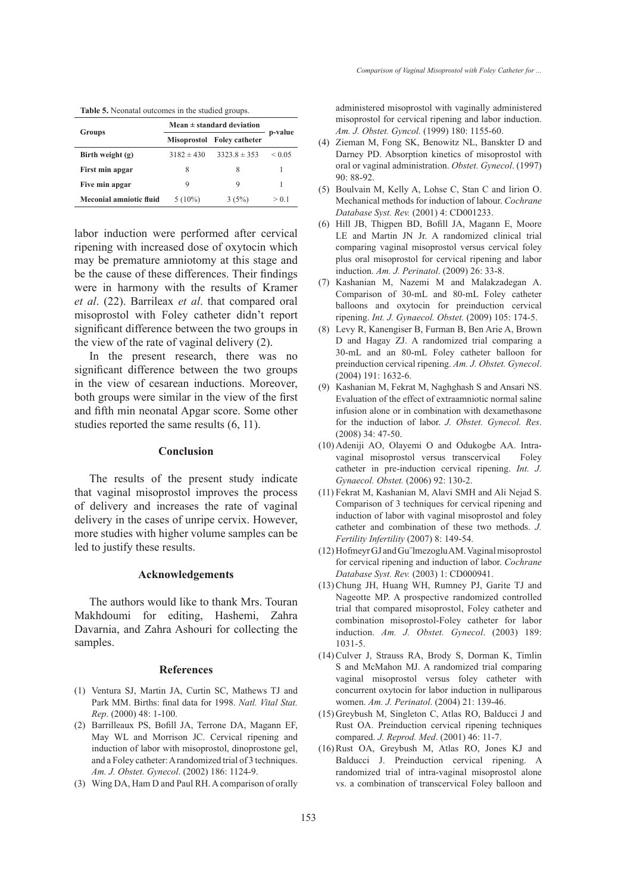**Table 5.** Neonatal outcomes in the studied groups.

| Groups | Mean ± standard deviation | | p-value |
|---|---|---|---|
| | Misoprostol | Foley catheter | |
| **Birth weight (g)** | 3182 ± 430 | 3323.8 ± 353 | < 0.05 |
| **First min apgar** | 8 | 8 | 1 |
| **Five min apgar** | 9 | 9 | 1 |
| **Meconial amniotic fluid** | 5 (10%) | 3 (5%) | > 0.1 |

labor induction were performed after cervical ripening with increased dose of oxytocin which may be premature amniotomy at this stage and be the cause of these differences. Their findings were in harmony with the results of Kramer *et al*. (22). Barrileax *et al*. that compared oral misoprostol with Foley catheter didn't report significant difference between the two groups in the view of the rate of vaginal delivery (2).

In the present research, there was no significant difference between the two groups in the view of cesarean inductions. Moreover, both groups were similar in the view of the first and fifth min neonatal Apgar score. Some other studies reported the same results (6, 11).

## Conclusion

The results of the present study indicate that vaginal misoprostol improves the process of delivery and increases the rate of vaginal delivery in the cases of unripe cervix. However, more studies with higher volume samples can be led to justify these results.

## Acknowledgements

The authors would like to thank Mrs. Touran Makhdoumi for editing, Hashemi, Zahra Davarnia, and Zahra Ashouri for collecting the samples.

## References

(1) Ventura SJ, Martin JA, Curtin SC, Mathews TJ and Park MM. Births: final data for 1998. *Natl. Vital Stat. Rep*. (2000) 48: 1-100.

(2) Barrilleaux PS, Bofill JA, Terrone DA, Magann EF, May WL and Morrison JC. Cervical ripening and induction of labor with misoprostol, dinoprostone gel, and a Foley catheter: A randomized trial of 3 techniques. *Am. J. Obstet. Gynecol*. (2002) 186: 1124-9.

(3) Wing DA, Ham D and Paul RH. A comparison of orally administered misoprostol with vaginally administered misoprostol for cervical ripening and labor induction. *Am. J. Obstet. Gyncol.* (1999) 180: 1155-60.

(4) Zieman M, Fong SK, Benowitz NL, Banskter D and Darney PD. Absorption kinetics of misoprostol with oral or vaginal administration. *Obstet. Gynecol*. (1997) 90: 88-92.

(5) Boulvain M, Kelly A, Lohse C, Stan C and lirion O. Mechanical methods for induction of labour. *Cochrane Database Syst. Rev.* (2001) 4: CD001233.

(6) Hill JB, Thigpen BD, Bofill JA, Magann E, Moore LE and Martin JN Jr. A randomized clinical trial comparing vaginal misoprostol versus cervical foley plus oral misoprostol for cervical ripening and labor induction. *Am. J. Perinatol*. (2009) 26: 33-8.

(7) Kashanian M, Nazemi M and Malakzadegan A. Comparison of 30-mL and 80-mL Foley catheter balloons and oxytocin for preinduction cervical ripening. *Int. J. Gynaecol. Obstet.* (2009) 105: 174-5.

(8) Levy R, Kanengiser B, Furman B, Ben Arie A, Brown D and Hagay ZJ. A randomized trial comparing a 30-mL and an 80-mL Foley catheter balloon for preinduction cervical ripening. *Am. J. Obstet. Gynecol*. (2004) 191: 1632-6.

(9) Kashanian M, Fekrat M, Naghghash S and Ansari NS. Evaluation of the effect of extraamniotic normal saline infusion alone or in combination with dexamethasone for the induction of labor. *J. Obstet. Gynecol. Res*. (2008) 34: 47-50.

(10) Adeniji AO, Olayemi O and Odukogbe AA. Intra-vaginal misoprostol versus transcervical Foley catheter in pre-induction cervical ripening. *Int. J. Gynaecol. Obstet.* (2006) 92: 130-2.

(11) Fekrat M, Kashanian M, Alavi SMH and Ali Nejad S. Comparison of 3 techniques for cervical ripening and induction of labor with vaginal misoprostol and foley catheter and combination of these two methods. *J. Fertility Infertility* (2007) 8: 149-54.

(12) Hofmeyr GJ and Gu¨lmezoglu AM. Vaginal misoprostol for cervical ripening and induction of labor. *Cochrane Database Syst. Rev.* (2003) 1: CD000941.

(13) Chung JH, Huang WH, Rumney PJ, Garite TJ and Nageotte MP. A prospective randomized controlled trial that compared misoprostol, Foley catheter and combination misoprostol-Foley catheter for labor induction. *Am. J. Obstet. Gynecol*. (2003) 189: 1031-5.

(14) Culver J, Strauss RA, Brody S, Dorman K, Timlin S and McMahon MJ. A randomized trial comparing vaginal misoprostol versus foley catheter with concurrent oxytocin for labor induction in nulliparous women. *Am. J. Perinatol*. (2004) 21: 139-46.

(15) Greybush M, Singleton C, Atlas RO, Balducci J and Rust OA. Preinduction cervical ripening techniques compared. *J. Reprod. Med*. (2001) 46: 11-7.

(16) Rust OA, Greybush M, Atlas RO, Jones KJ and Balducci J. Preinduction cervical ripening. A randomized trial of intra-vaginal misoprostol alone vs. a combination of transcervical Foley balloon and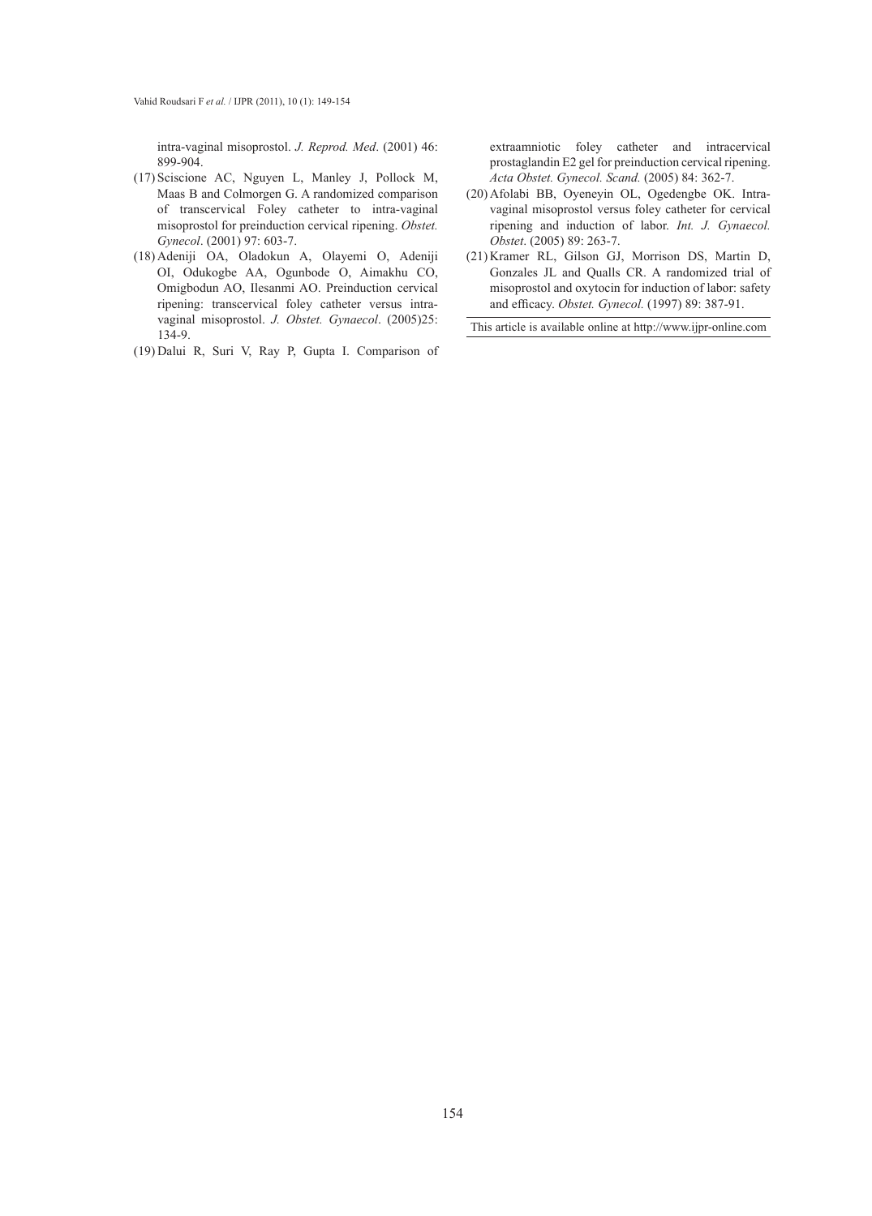intra-vaginal misoprostol. *J. Reprod. Med*. (2001) 46: 899-904.

(17) Sciscione AC, Nguyen L, Manley J, Pollock M, Maas B and Colmorgen G. A randomized comparison of transcervical Foley catheter to intra-vaginal misoprostol for preinduction cervical ripening. *Obstet. Gynecol*. (2001) 97: 603-7.

(18) Adeniji OA, Oladokun A, Olayemi O, Adeniji OI, Odukogbe AA, Ogunbode O, Aimakhu CO, Omigbodun AO, Ilesanmi AO. Preinduction cervical ripening: transcervical foley catheter versus intra-vaginal misoprostol. *J. Obstet. Gynaecol*. (2005)25: 134-9.

(19) Dalui R, Suri V, Ray P, Gupta I. Comparison of extraamniotic foley catheter and intracervical prostaglandin E2 gel for preinduction cervical ripening. *Acta Obstet. Gynecol. Scand.* (2005) 84: 362-7.

(20) Afolabi BB, Oyeneyin OL, Ogedengbe OK. Intra-vaginal misoprostol versus foley catheter for cervical ripening and induction of labor. *Int. J. Gynaecol. Obstet*. (2005) 89: 263-7.

(21) Kramer RL, Gilson GJ, Morrison DS, Martin D, Gonzales JL and Qualls CR. A randomized trial of misoprostol and oxytocin for induction of labor: safety and efficacy. *Obstet. Gynecol.* (1997) 89: 387-91.

This article is available online at http://www.ijpr-online.com